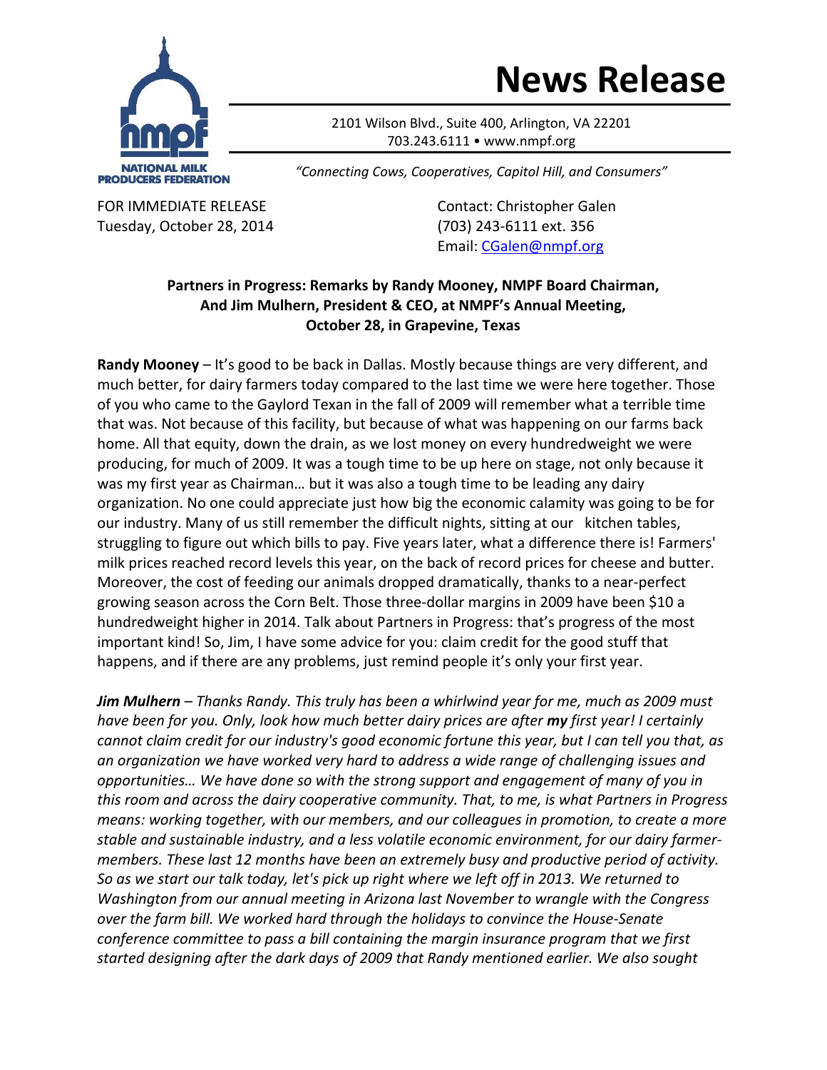# News Release

NATIONAL MILK PRODUCERS FEDERATION

2101 Wilson Blvd., Suite 400, Arlington, VA 22201
703.243.6111 • www.nmpf.org

*"Connecting Cows, Cooperatives, Capitol Hill, and Consumers"*

FOR IMMEDIATE RELEASE
Tuesday, October 28, 2014

Contact: Christopher Galen
(703) 243-6111 ext. 356
Email: CGalen@nmpf.org

**Partners in Progress: Remarks by Randy Mooney, NMPF Board Chairman, And Jim Mulhern, President & CEO, at NMPF's Annual Meeting, October 28, in Grapevine, Texas**

**Randy Mooney** – It's good to be back in Dallas. Mostly because things are very different, and much better, for dairy farmers today compared to the last time we were here together. Those of you who came to the Gaylord Texan in the fall of 2009 will remember what a terrible time that was. Not because of this facility, but because of what was happening on our farms back home. All that equity, down the drain, as we lost money on every hundredweight we were producing, for much of 2009. It was a tough time to be up here on stage, not only because it was my first year as Chairman… but it was also a tough time to be leading any dairy organization. No one could appreciate just how big the economic calamity was going to be for our industry. Many of us still remember the difficult nights, sitting at our kitchen tables, struggling to figure out which bills to pay. Five years later, what a difference there is! Farmers' milk prices reached record levels this year, on the back of record prices for cheese and butter. Moreover, the cost of feeding our animals dropped dramatically, thanks to a near-perfect growing season across the Corn Belt. Those three-dollar margins in 2009 have been $10 a hundredweight higher in 2014. Talk about Partners in Progress: that's progress of the most important kind! So, Jim, I have some advice for you: claim credit for the good stuff that happens, and if there are any problems, just remind people it's only your first year.

***Jim Mulhern** – Thanks Randy. This truly has been a whirlwind year for me, much as 2009 must have been for you. Only, look how much better dairy prices are after **my** first year! I certainly cannot claim credit for our industry's good economic fortune this year, but I can tell you that, as an organization we have worked very hard to address a wide range of challenging issues and opportunities… We have done so with the strong support and engagement of many of you in this room and across the dairy cooperative community. That, to me, is what Partners in Progress means: working together, with our members, and our colleagues in promotion, to create a more stable and sustainable industry, and a less volatile economic environment, for our dairy farmer-members. These last 12 months have been an extremely busy and productive period of activity. So as we start our talk today, let's pick up right where we left off in 2013. We returned to Washington from our annual meeting in Arizona last November to wrangle with the Congress over the farm bill. We worked hard through the holidays to convince the House-Senate conference committee to pass a bill containing the margin insurance program that we first started designing after the dark days of 2009 that Randy mentioned earlier. We also sought*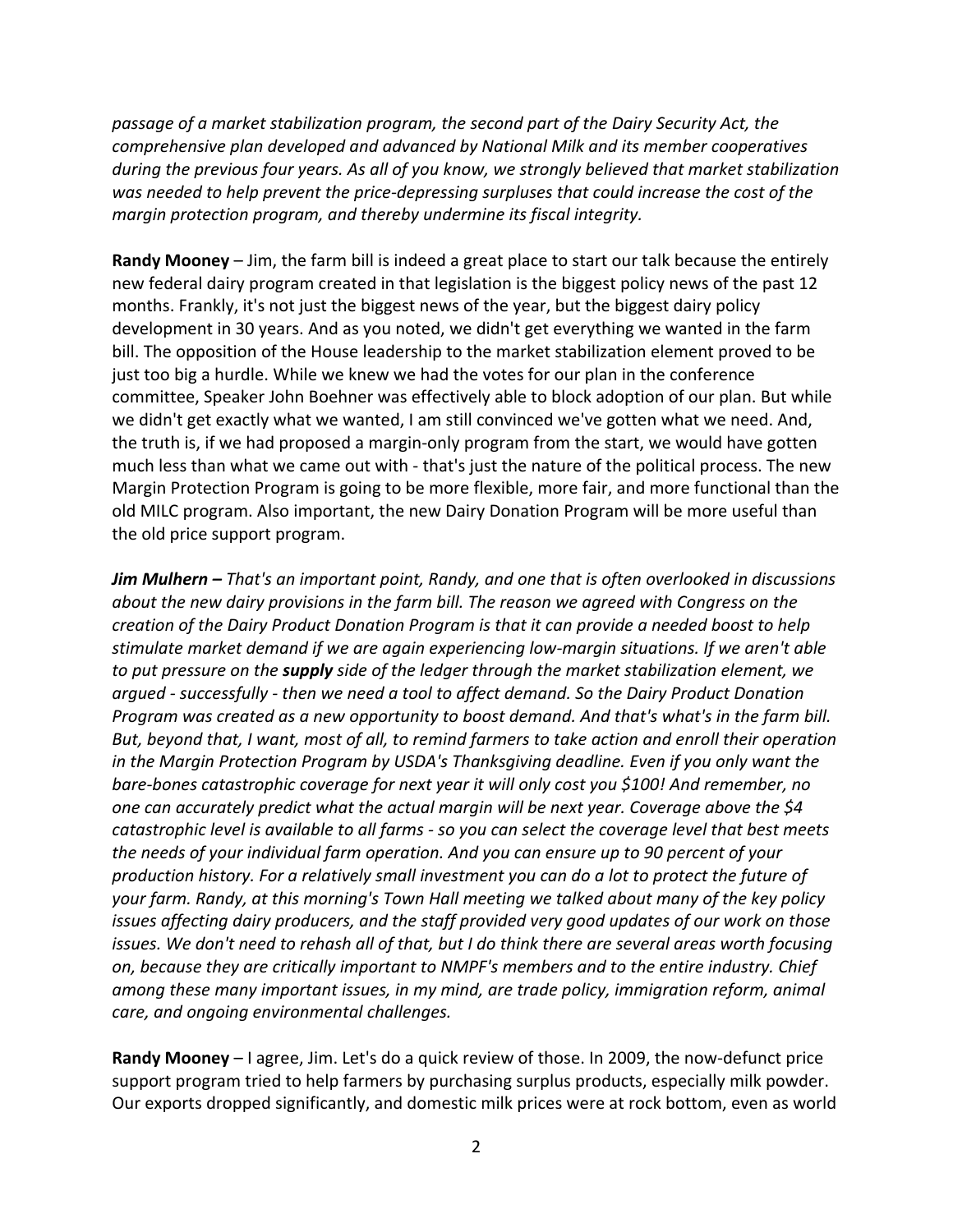*passage of a market stabilization program, the second part of the Dairy Security Act, the comprehensive plan developed and advanced by National Milk and its member cooperatives during the previous four years. As all of you know, we strongly believed that market stabilization was needed to help prevent the price-depressing surpluses that could increase the cost of the margin protection program, and thereby undermine its fiscal integrity.*

**Randy Mooney** – Jim, the farm bill is indeed a great place to start our talk because the entirely new federal dairy program created in that legislation is the biggest policy news of the past 12 months. Frankly, it's not just the biggest news of the year, but the biggest dairy policy development in 30 years. And as you noted, we didn't get everything we wanted in the farm bill. The opposition of the House leadership to the market stabilization element proved to be just too big a hurdle. While we knew we had the votes for our plan in the conference committee, Speaker John Boehner was effectively able to block adoption of our plan. But while we didn't get exactly what we wanted, I am still convinced we've gotten what we need. And, the truth is, if we had proposed a margin-only program from the start, we would have gotten much less than what we came out with - that's just the nature of the political process. The new Margin Protection Program is going to be more flexible, more fair, and more functional than the old MILC program. Also important, the new Dairy Donation Program will be more useful than the old price support program.

***Jim Mulhern –*** *That's an important point, Randy, and one that is often overlooked in discussions about the new dairy provisions in the farm bill. The reason we agreed with Congress on the creation of the Dairy Product Donation Program is that it can provide a needed boost to help stimulate market demand if we are again experiencing low-margin situations. If we aren't able to put pressure on the* ***supply*** *side of the ledger through the market stabilization element, we argued - successfully - then we need a tool to affect demand. So the Dairy Product Donation Program was created as a new opportunity to boost demand. And that's what's in the farm bill. But, beyond that, I want, most of all, to remind farmers to take action and enroll their operation in the Margin Protection Program by USDA's Thanksgiving deadline. Even if you only want the bare-bones catastrophic coverage for next year it will only cost you $100! And remember, no one can accurately predict what the actual margin will be next year. Coverage above the $4 catastrophic level is available to all farms - so you can select the coverage level that best meets the needs of your individual farm operation. And you can ensure up to 90 percent of your production history. For a relatively small investment you can do a lot to protect the future of your farm. Randy, at this morning's Town Hall meeting we talked about many of the key policy issues affecting dairy producers, and the staff provided very good updates of our work on those issues. We don't need to rehash all of that, but I do think there are several areas worth focusing on, because they are critically important to NMPF's members and to the entire industry. Chief among these many important issues, in my mind, are trade policy, immigration reform, animal care, and ongoing environmental challenges.*

**Randy Mooney** – I agree, Jim. Let's do a quick review of those. In 2009, the now-defunct price support program tried to help farmers by purchasing surplus products, especially milk powder. Our exports dropped significantly, and domestic milk prices were at rock bottom, even as world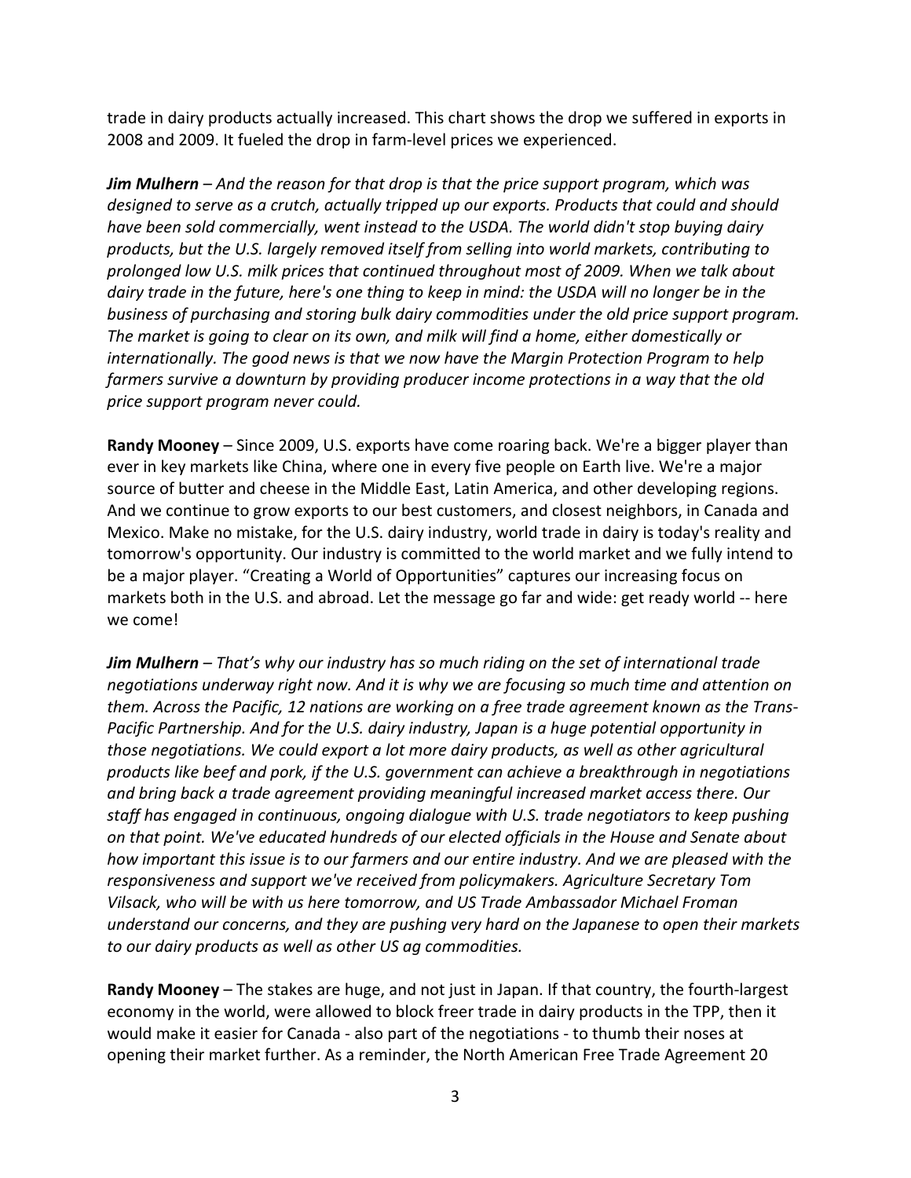trade in dairy products actually increased. This chart shows the drop we suffered in exports in 2008 and 2009. It fueled the drop in farm-level prices we experienced.

***Jim Mulhern*** *– And the reason for that drop is that the price support program, which was designed to serve as a crutch, actually tripped up our exports. Products that could and should have been sold commercially, went instead to the USDA. The world didn't stop buying dairy products, but the U.S. largely removed itself from selling into world markets, contributing to prolonged low U.S. milk prices that continued throughout most of 2009. When we talk about dairy trade in the future, here's one thing to keep in mind: the USDA will no longer be in the business of purchasing and storing bulk dairy commodities under the old price support program. The market is going to clear on its own, and milk will find a home, either domestically or internationally. The good news is that we now have the Margin Protection Program to help farmers survive a downturn by providing producer income protections in a way that the old price support program never could.*

**Randy Mooney** – Since 2009, U.S. exports have come roaring back. We're a bigger player than ever in key markets like China, where one in every five people on Earth live. We're a major source of butter and cheese in the Middle East, Latin America, and other developing regions. And we continue to grow exports to our best customers, and closest neighbors, in Canada and Mexico. Make no mistake, for the U.S. dairy industry, world trade in dairy is today's reality and tomorrow's opportunity. Our industry is committed to the world market and we fully intend to be a major player. "Creating a World of Opportunities" captures our increasing focus on markets both in the U.S. and abroad. Let the message go far and wide: get ready world -- here we come!

***Jim Mulhern*** *– That's why our industry has so much riding on the set of international trade negotiations underway right now. And it is why we are focusing so much time and attention on them. Across the Pacific, 12 nations are working on a free trade agreement known as the Trans-Pacific Partnership. And for the U.S. dairy industry, Japan is a huge potential opportunity in those negotiations. We could export a lot more dairy products, as well as other agricultural products like beef and pork, if the U.S. government can achieve a breakthrough in negotiations and bring back a trade agreement providing meaningful increased market access there. Our staff has engaged in continuous, ongoing dialogue with U.S. trade negotiators to keep pushing on that point. We've educated hundreds of our elected officials in the House and Senate about how important this issue is to our farmers and our entire industry. And we are pleased with the responsiveness and support we've received from policymakers. Agriculture Secretary Tom Vilsack, who will be with us here tomorrow, and US Trade Ambassador Michael Froman understand our concerns, and they are pushing very hard on the Japanese to open their markets to our dairy products as well as other US ag commodities.*

**Randy Mooney** – The stakes are huge, and not just in Japan. If that country, the fourth-largest economy in the world, were allowed to block freer trade in dairy products in the TPP, then it would make it easier for Canada - also part of the negotiations - to thumb their noses at opening their market further. As a reminder, the North American Free Trade Agreement 20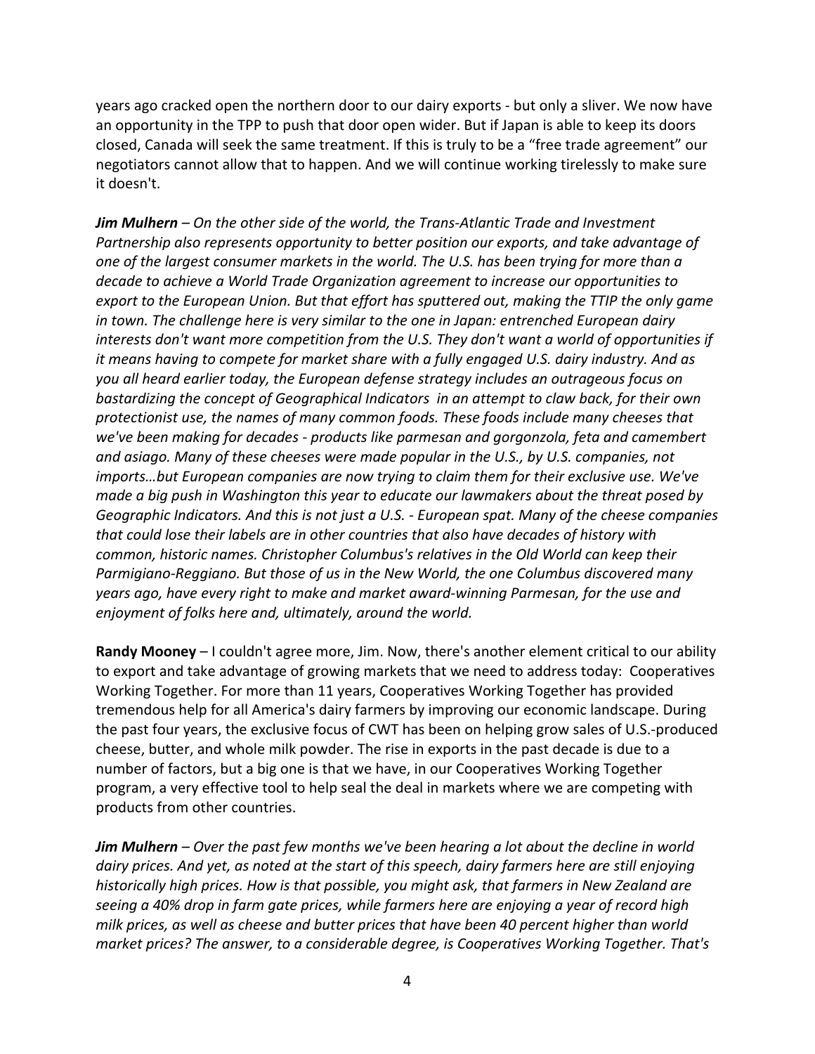years ago cracked open the northern door to our dairy exports - but only a sliver. We now have an opportunity in the TPP to push that door open wider. But if Japan is able to keep its doors closed, Canada will seek the same treatment. If this is truly to be a "free trade agreement" our negotiators cannot allow that to happen. And we will continue working tirelessly to make sure it doesn't.

***Jim Mulhern*** *– On the other side of the world, the Trans-Atlantic Trade and Investment Partnership also represents opportunity to better position our exports, and take advantage of one of the largest consumer markets in the world. The U.S. has been trying for more than a decade to achieve a World Trade Organization agreement to increase our opportunities to export to the European Union. But that effort has sputtered out, making the TTIP the only game in town. The challenge here is very similar to the one in Japan: entrenched European dairy interests don't want more competition from the U.S. They don't want a world of opportunities if it means having to compete for market share with a fully engaged U.S. dairy industry. And as you all heard earlier today, the European defense strategy includes an outrageous focus on bastardizing the concept of Geographical Indicators in an attempt to claw back, for their own protectionist use, the names of many common foods. These foods include many cheeses that we've been making for decades - products like parmesan and gorgonzola, feta and camembert and asiago. Many of these cheeses were made popular in the U.S., by U.S. companies, not imports…but European companies are now trying to claim them for their exclusive use. We've made a big push in Washington this year to educate our lawmakers about the threat posed by Geographic Indicators. And this is not just a U.S. - European spat. Many of the cheese companies that could lose their labels are in other countries that also have decades of history with common, historic names. Christopher Columbus's relatives in the Old World can keep their Parmigiano-Reggiano. But those of us in the New World, the one Columbus discovered many years ago, have every right to make and market award-winning Parmesan, for the use and enjoyment of folks here and, ultimately, around the world.*

**Randy Mooney** – I couldn't agree more, Jim. Now, there's another element critical to our ability to export and take advantage of growing markets that we need to address today: Cooperatives Working Together. For more than 11 years, Cooperatives Working Together has provided tremendous help for all America's dairy farmers by improving our economic landscape. During the past four years, the exclusive focus of CWT has been on helping grow sales of U.S.-produced cheese, butter, and whole milk powder. The rise in exports in the past decade is due to a number of factors, but a big one is that we have, in our Cooperatives Working Together program, a very effective tool to help seal the deal in markets where we are competing with products from other countries.

***Jim Mulhern*** *– Over the past few months we've been hearing a lot about the decline in world dairy prices. And yet, as noted at the start of this speech, dairy farmers here are still enjoying historically high prices. How is that possible, you might ask, that farmers in New Zealand are seeing a 40% drop in farm gate prices, while farmers here are enjoying a year of record high milk prices, as well as cheese and butter prices that have been 40 percent higher than world market prices? The answer, to a considerable degree, is Cooperatives Working Together. That's*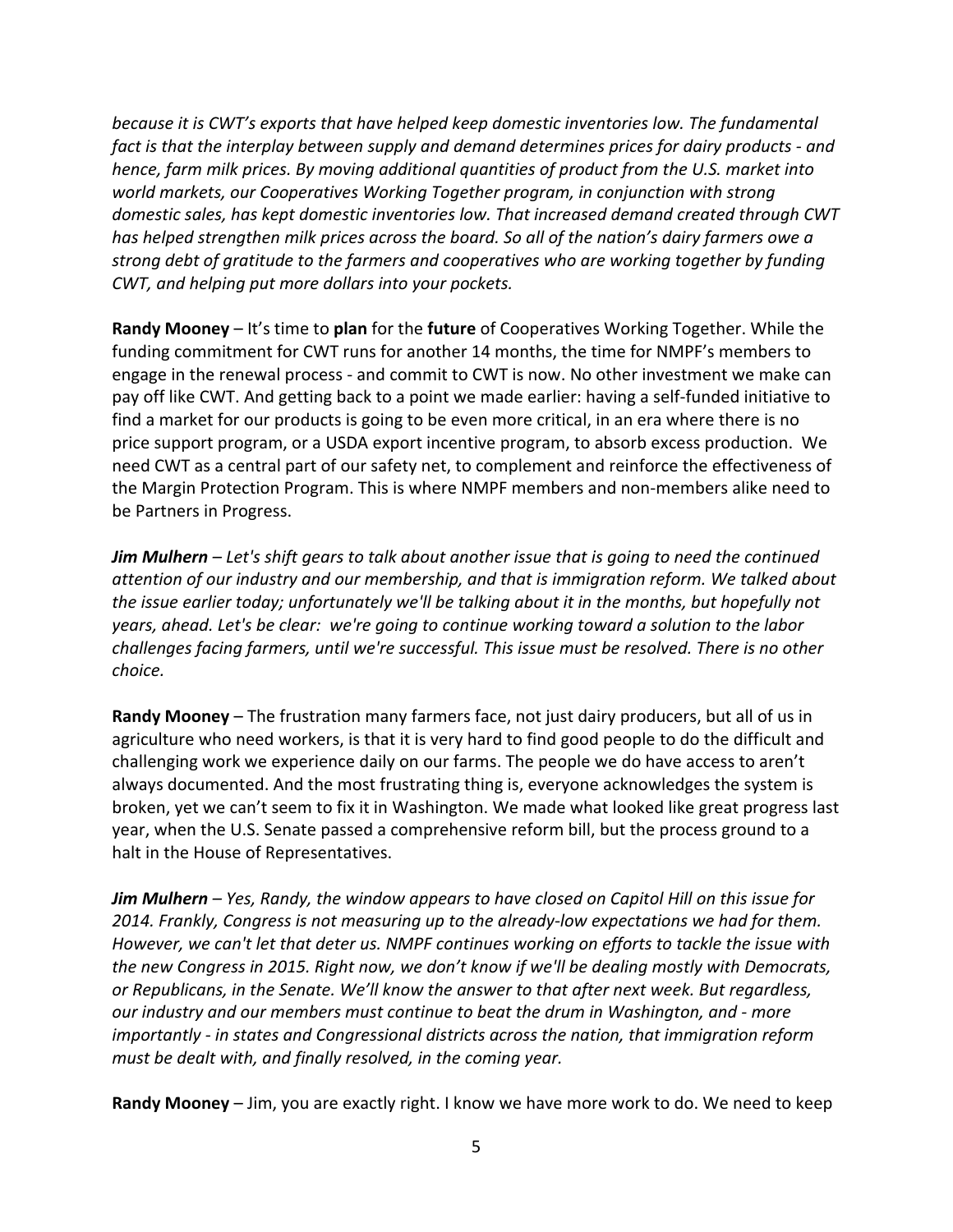*because it is CWT's exports that have helped keep domestic inventories low. The fundamental fact is that the interplay between supply and demand determines prices for dairy products - and hence, farm milk prices. By moving additional quantities of product from the U.S. market into world markets, our Cooperatives Working Together program, in conjunction with strong domestic sales, has kept domestic inventories low. That increased demand created through CWT has helped strengthen milk prices across the board. So all of the nation's dairy farmers owe a strong debt of gratitude to the farmers and cooperatives who are working together by funding CWT, and helping put more dollars into your pockets.*

**Randy Mooney** – It's time to **plan** for the **future** of Cooperatives Working Together. While the funding commitment for CWT runs for another 14 months, the time for NMPF's members to engage in the renewal process - and commit to CWT is now. No other investment we make can pay off like CWT. And getting back to a point we made earlier: having a self-funded initiative to find a market for our products is going to be even more critical, in an era where there is no price support program, or a USDA export incentive program, to absorb excess production. We need CWT as a central part of our safety net, to complement and reinforce the effectiveness of the Margin Protection Program. This is where NMPF members and non-members alike need to be Partners in Progress.

***Jim Mulhern*** *– Let's shift gears to talk about another issue that is going to need the continued attention of our industry and our membership, and that is immigration reform. We talked about the issue earlier today; unfortunately we'll be talking about it in the months, but hopefully not years, ahead. Let's be clear: we're going to continue working toward a solution to the labor challenges facing farmers, until we're successful. This issue must be resolved. There is no other choice.*

**Randy Mooney** – The frustration many farmers face, not just dairy producers, but all of us in agriculture who need workers, is that it is very hard to find good people to do the difficult and challenging work we experience daily on our farms. The people we do have access to aren't always documented. And the most frustrating thing is, everyone acknowledges the system is broken, yet we can't seem to fix it in Washington. We made what looked like great progress last year, when the U.S. Senate passed a comprehensive reform bill, but the process ground to a halt in the House of Representatives.

***Jim Mulhern*** *– Yes, Randy, the window appears to have closed on Capitol Hill on this issue for 2014. Frankly, Congress is not measuring up to the already-low expectations we had for them. However, we can't let that deter us. NMPF continues working on efforts to tackle the issue with the new Congress in 2015. Right now, we don't know if we'll be dealing mostly with Democrats, or Republicans, in the Senate. We'll know the answer to that after next week. But regardless, our industry and our members must continue to beat the drum in Washington, and - more importantly - in states and Congressional districts across the nation, that immigration reform must be dealt with, and finally resolved, in the coming year.*

**Randy Mooney** – Jim, you are exactly right. I know we have more work to do. We need to keep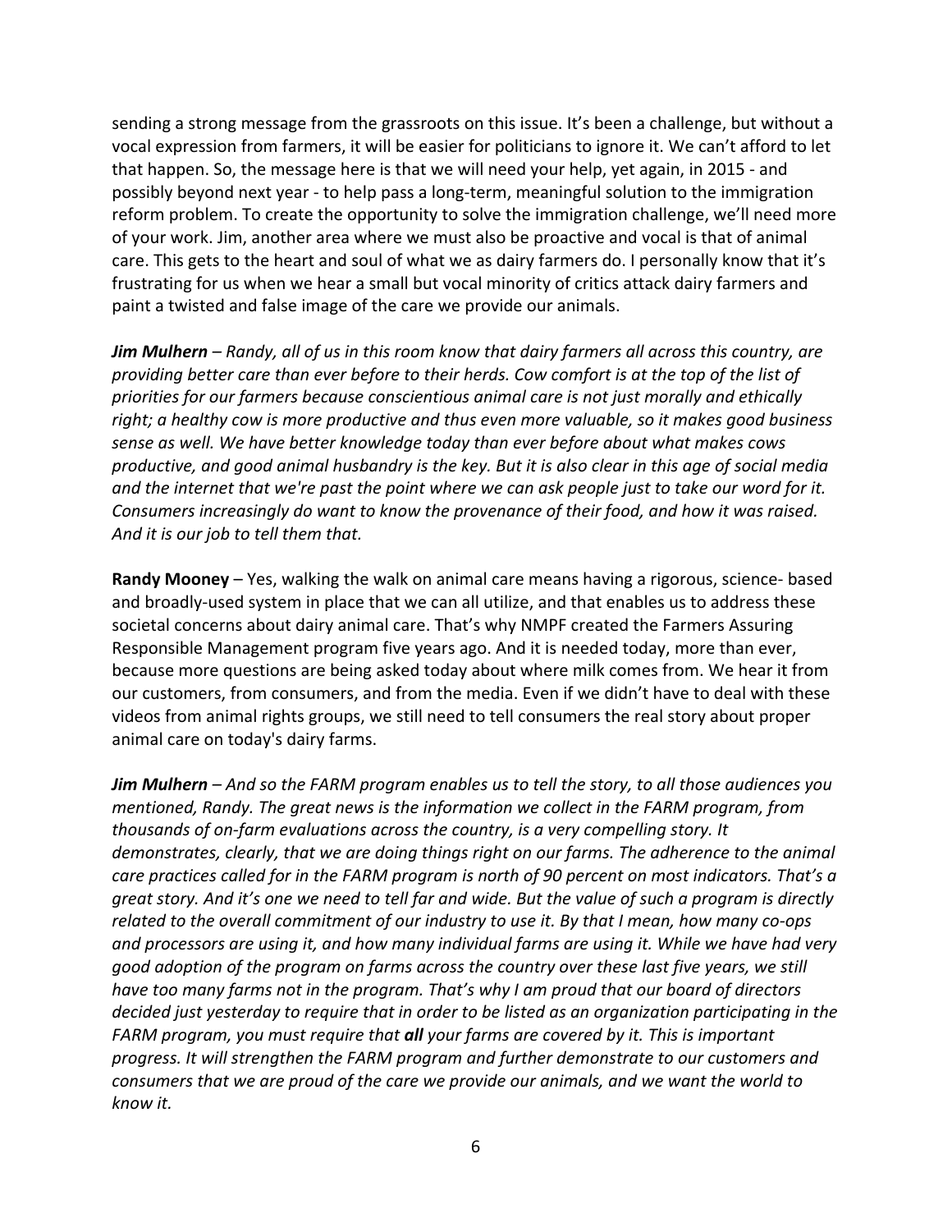sending a strong message from the grassroots on this issue. It's been a challenge, but without a vocal expression from farmers, it will be easier for politicians to ignore it. We can't afford to let that happen. So, the message here is that we will need your help, yet again, in 2015 - and possibly beyond next year - to help pass a long-term, meaningful solution to the immigration reform problem. To create the opportunity to solve the immigration challenge, we'll need more of your work. Jim, another area where we must also be proactive and vocal is that of animal care. This gets to the heart and soul of what we as dairy farmers do. I personally know that it's frustrating for us when we hear a small but vocal minority of critics attack dairy farmers and paint a twisted and false image of the care we provide our animals.

***Jim Mulhern*** *– Randy, all of us in this room know that dairy farmers all across this country, are providing better care than ever before to their herds. Cow comfort is at the top of the list of priorities for our farmers because conscientious animal care is not just morally and ethically right; a healthy cow is more productive and thus even more valuable, so it makes good business sense as well. We have better knowledge today than ever before about what makes cows productive, and good animal husbandry is the key. But it is also clear in this age of social media and the internet that we're past the point where we can ask people just to take our word for it. Consumers increasingly do want to know the provenance of their food, and how it was raised. And it is our job to tell them that.*

**Randy Mooney** – Yes, walking the walk on animal care means having a rigorous, science- based and broadly-used system in place that we can all utilize, and that enables us to address these societal concerns about dairy animal care. That's why NMPF created the Farmers Assuring Responsible Management program five years ago. And it is needed today, more than ever, because more questions are being asked today about where milk comes from. We hear it from our customers, from consumers, and from the media. Even if we didn't have to deal with these videos from animal rights groups, we still need to tell consumers the real story about proper animal care on today's dairy farms.

***Jim Mulhern*** *– And so the FARM program enables us to tell the story, to all those audiences you mentioned, Randy. The great news is the information we collect in the FARM program, from thousands of on-farm evaluations across the country, is a very compelling story. It demonstrates, clearly, that we are doing things right on our farms. The adherence to the animal care practices called for in the FARM program is north of 90 percent on most indicators. That's a great story. And it's one we need to tell far and wide. But the value of such a program is directly related to the overall commitment of our industry to use it. By that I mean, how many co-ops and processors are using it, and how many individual farms are using it. While we have had very good adoption of the program on farms across the country over these last five years, we still have too many farms not in the program. That's why I am proud that our board of directors decided just yesterday to require that in order to be listed as an organization participating in the FARM program, you must require that* ***all*** *your farms are covered by it. This is important progress. It will strengthen the FARM program and further demonstrate to our customers and consumers that we are proud of the care we provide our animals, and we want the world to know it.*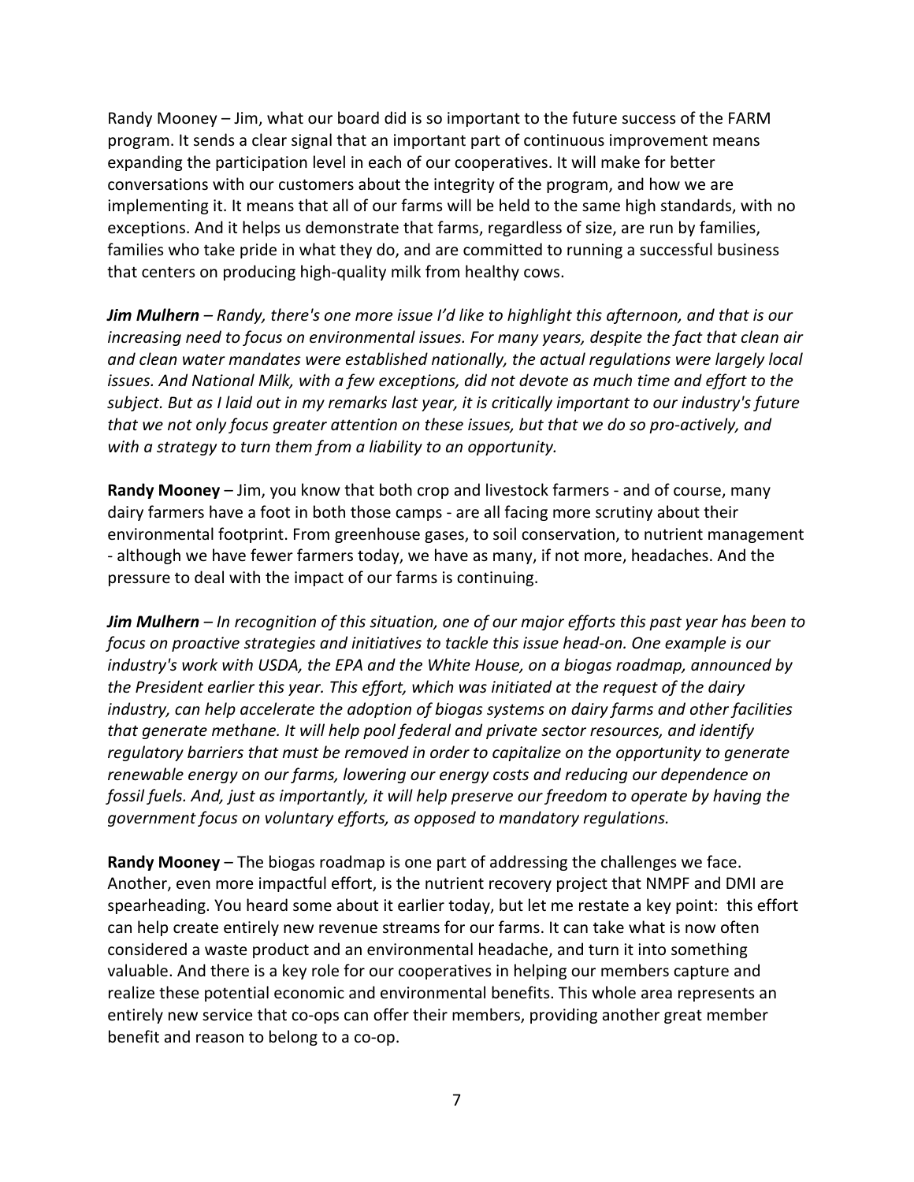Randy Mooney – Jim, what our board did is so important to the future success of the FARM program. It sends a clear signal that an important part of continuous improvement means expanding the participation level in each of our cooperatives. It will make for better conversations with our customers about the integrity of the program, and how we are implementing it. It means that all of our farms will be held to the same high standards, with no exceptions. And it helps us demonstrate that farms, regardless of size, are run by families, families who take pride in what they do, and are committed to running a successful business that centers on producing high-quality milk from healthy cows.

***Jim Mulhern*** *– Randy, there's one more issue I'd like to highlight this afternoon, and that is our increasing need to focus on environmental issues. For many years, despite the fact that clean air and clean water mandates were established nationally, the actual regulations were largely local issues. And National Milk, with a few exceptions, did not devote as much time and effort to the subject. But as I laid out in my remarks last year, it is critically important to our industry's future that we not only focus greater attention on these issues, but that we do so pro-actively, and with a strategy to turn them from a liability to an opportunity.*

**Randy Mooney** – Jim, you know that both crop and livestock farmers - and of course, many dairy farmers have a foot in both those camps - are all facing more scrutiny about their environmental footprint. From greenhouse gases, to soil conservation, to nutrient management - although we have fewer farmers today, we have as many, if not more, headaches. And the pressure to deal with the impact of our farms is continuing.

***Jim Mulhern*** *– In recognition of this situation, one of our major efforts this past year has been to focus on proactive strategies and initiatives to tackle this issue head-on. One example is our industry's work with USDA, the EPA and the White House, on a biogas roadmap, announced by the President earlier this year. This effort, which was initiated at the request of the dairy industry, can help accelerate the adoption of biogas systems on dairy farms and other facilities that generate methane. It will help pool federal and private sector resources, and identify regulatory barriers that must be removed in order to capitalize on the opportunity to generate renewable energy on our farms, lowering our energy costs and reducing our dependence on fossil fuels. And, just as importantly, it will help preserve our freedom to operate by having the government focus on voluntary efforts, as opposed to mandatory regulations.*

**Randy Mooney** – The biogas roadmap is one part of addressing the challenges we face. Another, even more impactful effort, is the nutrient recovery project that NMPF and DMI are spearheading. You heard some about it earlier today, but let me restate a key point: this effort can help create entirely new revenue streams for our farms. It can take what is now often considered a waste product and an environmental headache, and turn it into something valuable. And there is a key role for our cooperatives in helping our members capture and realize these potential economic and environmental benefits. This whole area represents an entirely new service that co-ops can offer their members, providing another great member benefit and reason to belong to a co-op.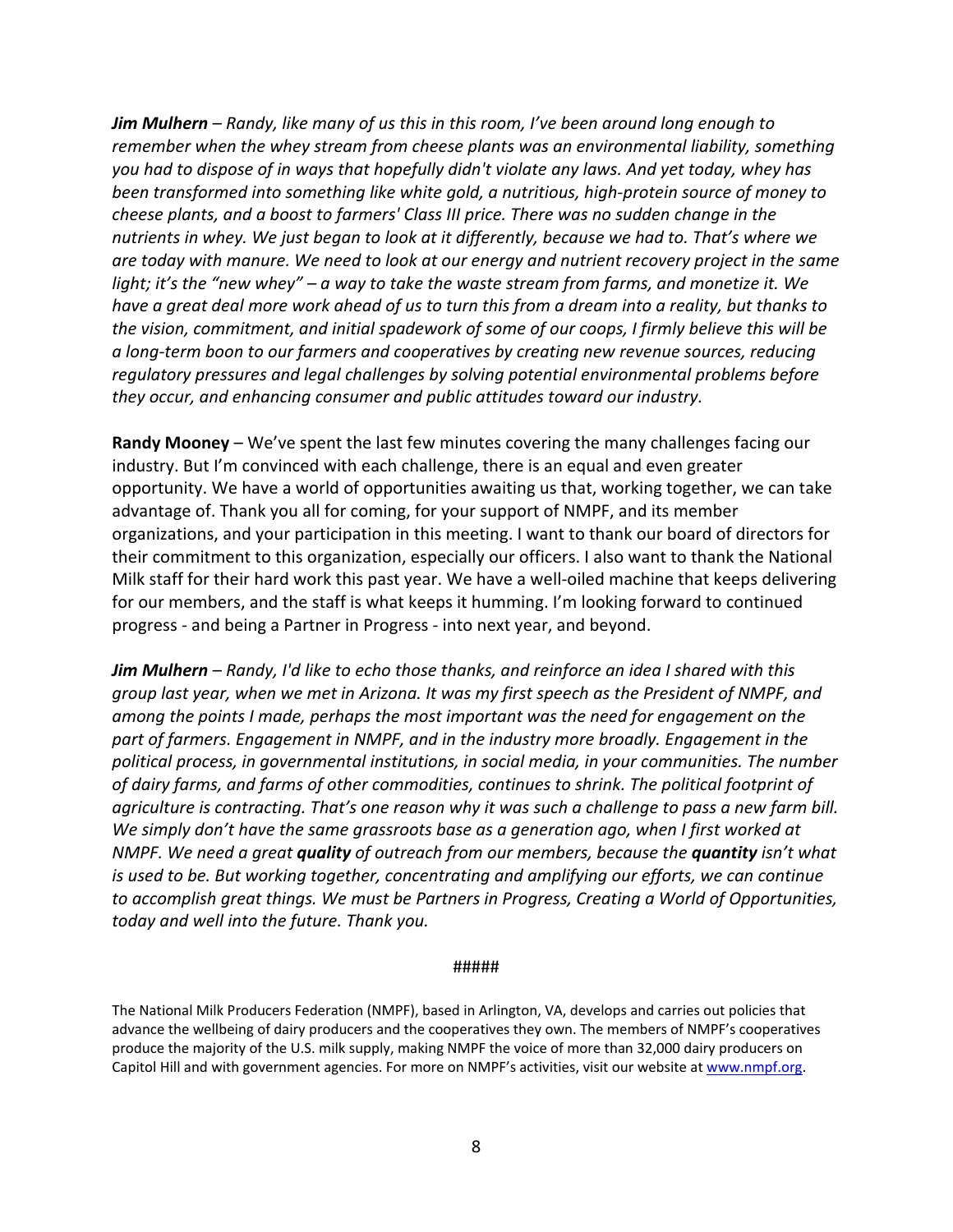***Jim Mulhern*** *– Randy, like many of us this in this room, I've been around long enough to remember when the whey stream from cheese plants was an environmental liability, something you had to dispose of in ways that hopefully didn't violate any laws. And yet today, whey has been transformed into something like white gold, a nutritious, high-protein source of money to cheese plants, and a boost to farmers' Class III price. There was no sudden change in the nutrients in whey. We just began to look at it differently, because we had to. That's where we are today with manure. We need to look at our energy and nutrient recovery project in the same light; it's the "new whey" – a way to take the waste stream from farms, and monetize it. We have a great deal more work ahead of us to turn this from a dream into a reality, but thanks to the vision, commitment, and initial spadework of some of our coops, I firmly believe this will be a long-term boon to our farmers and cooperatives by creating new revenue sources, reducing regulatory pressures and legal challenges by solving potential environmental problems before they occur, and enhancing consumer and public attitudes toward our industry.*

**Randy Mooney** – We've spent the last few minutes covering the many challenges facing our industry. But I'm convinced with each challenge, there is an equal and even greater opportunity. We have a world of opportunities awaiting us that, working together, we can take advantage of. Thank you all for coming, for your support of NMPF, and its member organizations, and your participation in this meeting. I want to thank our board of directors for their commitment to this organization, especially our officers. I also want to thank the National Milk staff for their hard work this past year. We have a well-oiled machine that keeps delivering for our members, and the staff is what keeps it humming. I'm looking forward to continued progress - and being a Partner in Progress - into next year, and beyond.

***Jim Mulhern*** *– Randy, I'd like to echo those thanks, and reinforce an idea I shared with this group last year, when we met in Arizona. It was my first speech as the President of NMPF, and among the points I made, perhaps the most important was the need for engagement on the part of farmers. Engagement in NMPF, and in the industry more broadly. Engagement in the political process, in governmental institutions, in social media, in your communities. The number of dairy farms, and farms of other commodities, continues to shrink. The political footprint of agriculture is contracting. That's one reason why it was such a challenge to pass a new farm bill. We simply don't have the same grassroots base as a generation ago, when I first worked at NMPF. We need a great* ***quality*** *of outreach from our members, because the* ***quantity*** *isn't what is used to be. But working together, concentrating and amplifying our efforts, we can continue to accomplish great things. We must be Partners in Progress, Creating a World of Opportunities, today and well into the future. Thank you.*

#####

The National Milk Producers Federation (NMPF), based in Arlington, VA, develops and carries out policies that advance the wellbeing of dairy producers and the cooperatives they own. The members of NMPF's cooperatives produce the majority of the U.S. milk supply, making NMPF the voice of more than 32,000 dairy producers on Capitol Hill and with government agencies. For more on NMPF's activities, visit our website at [www.nmpf.org](http://www.nmpf.org).